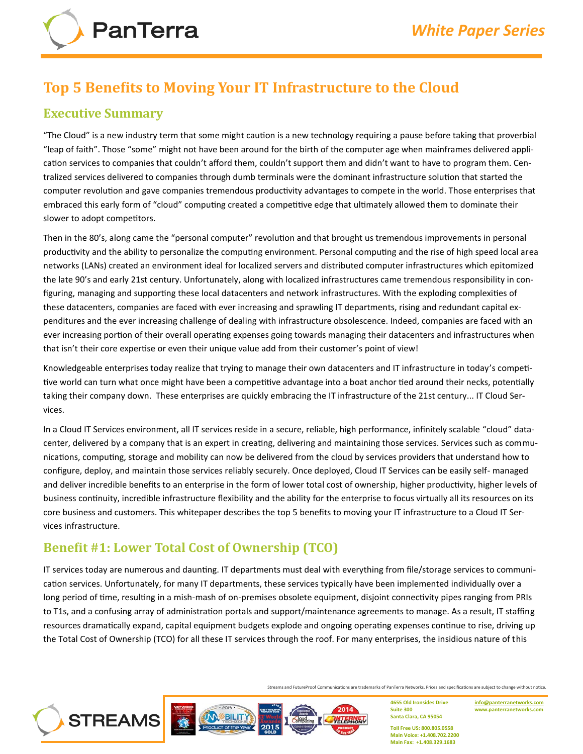# Top 5 Benefits to Moving Your IT Infrastructure to the Cloud

## Executive Summary

"The Cloud" is a new industry term that some might caution is a new technology requiring a pause before taking that proverbial "leap of faith". Those "some" might not have been around for the birth of the computer age when mainframes delivered application services to companies that couldn't afford them, couldn't support them and didn't want to have to program them. Centralized services delivered to companies through dumb terminals were the dominant infrastructure solution that started the computer revolution and gave companies tremendous productivity advantages to compete in the world. Those enterprises that embraced this early form of "cloud" computing created a competitive edge that ultimately allowed them to dominate their slower to adopt competitors.

Then in the 80's, along came the "personal computer" revolution and that brought us tremendous improvements in personal productivity and the ability to personalize the computing environment. Personal computing and the rise of high speed local area networks (LANs) created an environment ideal for localized servers and distributed computer infrastructures which epitomized the late 90's and early 21st century. Unfortunately, along with localized infrastructures came tremendous responsibility in configuring, managing and supporting these local datacenters and network infrastructures. With the exploding complexities of these datacenters, companies are faced with ever increasing and sprawling IT departments, rising and redundant capital expenditures and the ever increasing challenge of dealing with infrastructure obsolescence. Indeed, companies are faced with an ever increasing portion of their overall operating expenses going towards managing their datacenters and infrastructures when that isn't their core expertise or even their unique value add from their customer's point of view!

Knowledgeable enterprises today realize that trying to manage their own datacenters and IT infrastructure in today's competitive world can turn what once might have been a competitive advantage into a boat anchor tied around their necks, potentially taking their company down. These enterprises are quickly embracing the IT infrastructure of the 21st century... IT Cloud Services.

In a Cloud IT Services environment, all IT services reside in a secure, reliable, high performance, infinitely scalable "cloud" datacenter, delivered by a company that is an expert in creating, delivering and maintaining those services. Services such as communications, computing, storage and mobility can now be delivered from the cloud by services providers that understand how to configure, deploy, and maintain those services reliably securely. Once deployed, Cloud IT Services can be easily self- managed and deliver incredible benefits to an enterprise in the form of lower total cost of ownership, higher productivity, higher levels of business continuity, incredible infrastructure flexibility and the ability for the enterprise to focus virtually all its resources on its core business and customers. This whitepaper describes the top 5 benefits to moving your IT infrastructure to a Cloud IT Services infrastructure.

## Benefit #1: Lower Total Cost of Ownership (TCO)

IT services today are numerous and daunting. IT departments must deal with everything from file/storage services to communication services. Unfortunately, for many IT departments, these services typically have been implemented individually over a long period of time, resulting in a mish-mash of on-premises obsolete equipment, disjoint connectivity pipes ranging from PRIs to T1s, and a confusing array of administration portals and support/maintenance agreements to manage. As a result, IT staffing resources dramatically expand, capital equipment budgets explode and ongoing operating expenses continue to rise, driving up the Total Cost of Ownership (TCO) for all these IT services through the roof. For many enterprises, the insidious nature of this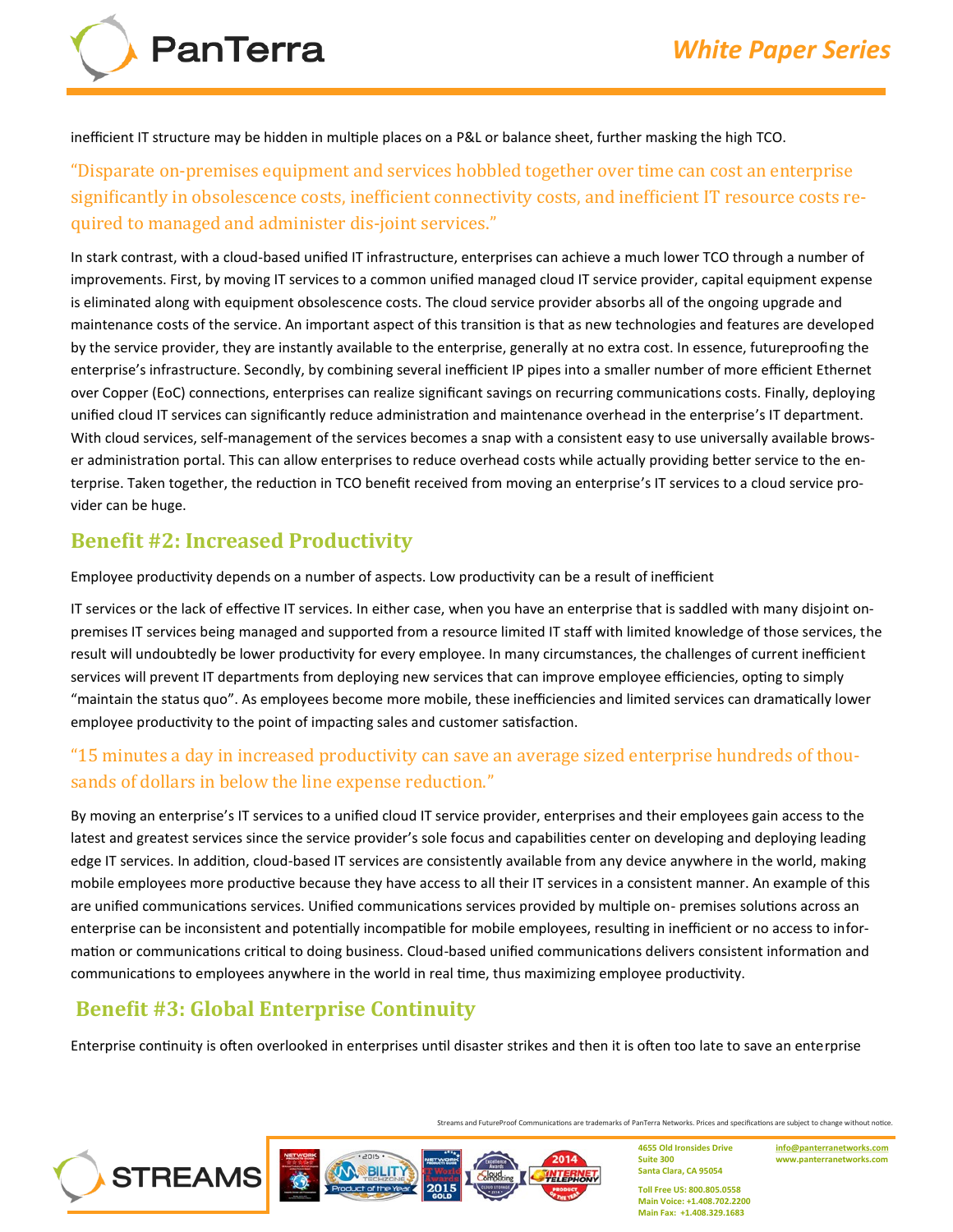inefficient IT structure may be hidden in multiple places on a P&L or balance sheet, further masking the high TCO.

"Disparate on-premises equipment and services hobbled together over time can cost an enterprise significantly in obsolescence costs, inefficient connectivity costs, and inefficient IT resource costs required to managed and administer dis-joint services."

In stark contrast, with a cloud-based unified IT infrastructure, enterprises can achieve a much lower TCO through a number of improvements. First, by moving IT services to a common unified managed cloud IT service provider, capital equipment expense is eliminated along with equipment obsolescence costs. The cloud service provider absorbs all of the ongoing upgrade and maintenance costs of the service. An important aspect of this transition is that as new technologies and features are developed by the service provider, they are instantly available to the enterprise, generally at no extra cost. In essence, futureproofing the enterprise's infrastructure. Secondly, by combining several inefficient IP pipes into a smaller number of more efficient Ethernet over Copper (EoC) connections, enterprises can realize significant savings on recurring communications costs. Finally, deploying unified cloud IT services can significantly reduce administration and maintenance overhead in the enterprise's IT department. With cloud services, self-management of the services becomes a snap with a consistent easy to use universally available browser administration portal. This can allow enterprises to reduce overhead costs while actually providing better service to the enterprise. Taken together, the reduction in TCO benefit received from moving an enterprise's IT services to a cloud service provider can be huge.

## Benefit #2: Increased Productivity

Employee productivity depends on a number of aspects. Low productivity can be a result of inefficient

IT services or the lack of effective IT services. In either case, when you have an enterprise that is saddled with many disjoint on-premises IT services being managed and supported from a resource limited IT staff with limited knowledge of those services, the result will undoubtedly be lower productivity for every employee. In many circumstances, the challenges of current inefficient services will prevent IT departments from deploying new services that can improve employee efficiencies, opting to simply "maintain the status quo". As employees become more mobile, these inefficiencies and limited services can dramatically lower employee productivity to the point of impacting sales and customer satisfaction.

"15 minutes a day in increased productivity can save an average sized enterprise hundreds of thousands of dollars in below the line expense reduction."

By moving an enterprise's IT services to a unified cloud IT service provider, enterprises and their employees gain access to the latest and greatest services since the service provider's sole focus and capabilities center on developing and deploying leading edge IT services. In addition, cloud-based IT services are consistently available from any device anywhere in the world, making mobile employees more productive because they have access to all their IT services in a consistent manner. An example of this are unified communications services. Unified communications services provided by multiple on- premises solutions across an enterprise can be inconsistent and potentially incompatible for mobile employees, resulting in inefficient or no access to information or communications critical to doing business. Cloud-based unified communications delivers consistent information and communications to employees anywhere in the world in real time, thus maximizing employee productivity.

## Benefit #3: Global Enterprise Continuity

Enterprise continuity is often overlooked in enterprises until disaster strikes and then it is often too late to save an enterprise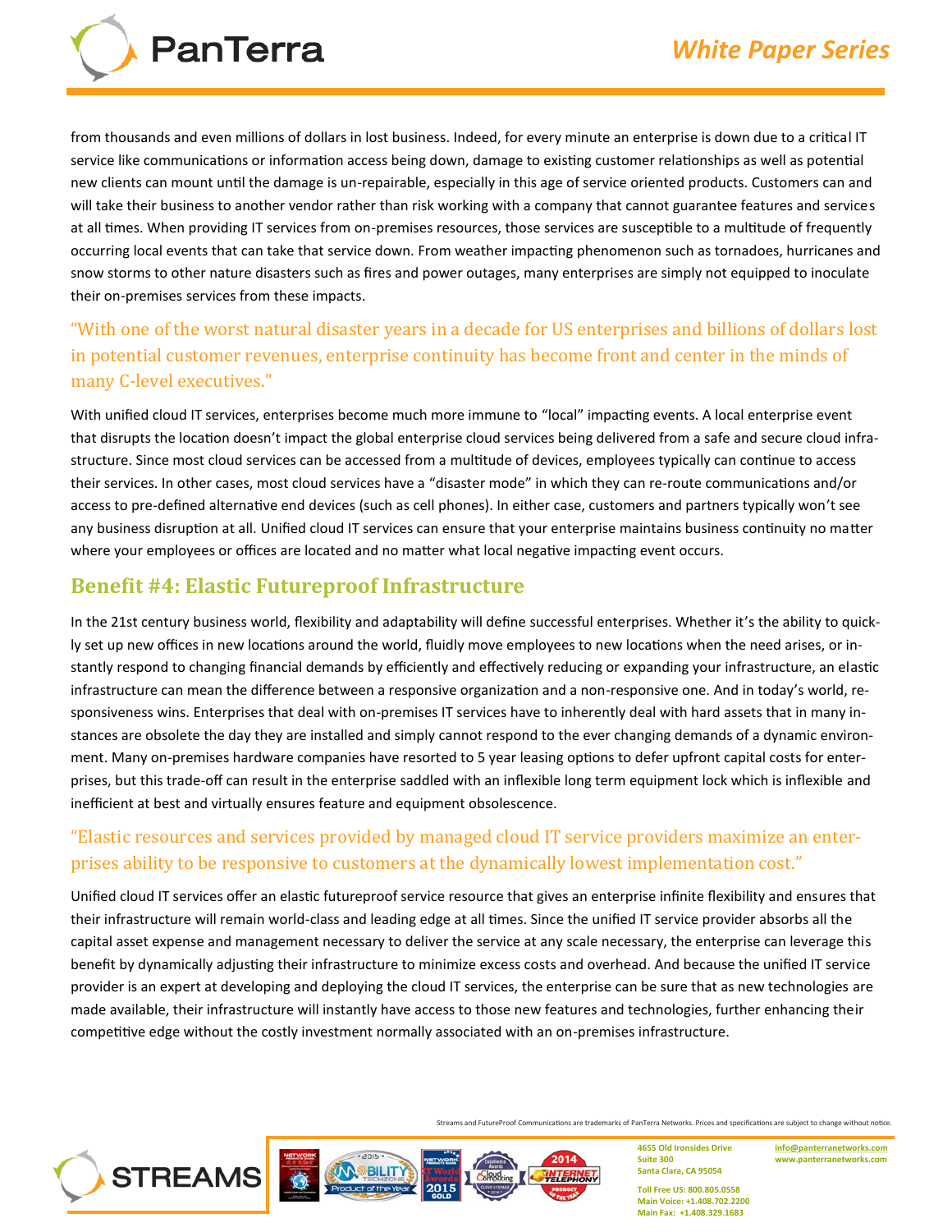from thousands and even millions of dollars in lost business. Indeed, for every minute an enterprise is down due to a critical IT service like communications or information access being down, damage to existing customer relationships as well as potential new clients can mount until the damage is un-repairable, especially in this age of service oriented products. Customers can and will take their business to another vendor rather than risk working with a company that cannot guarantee features and services at all times. When providing IT services from on-premises resources, those services are susceptible to a multitude of frequently occurring local events that can take that service down. From weather impacting phenomenon such as tornadoes, hurricanes and snow storms to other nature disasters such as fires and power outages, many enterprises are simply not equipped to inoculate their on-premises services from these impacts.

"With one of the worst natural disaster years in a decade for US enterprises and billions of dollars lost in potential customer revenues, enterprise continuity has become front and center in the minds of many C-level executives."

With unified cloud IT services, enterprises become much more immune to "local" impacting events. A local enterprise event that disrupts the location doesn't impact the global enterprise cloud services being delivered from a safe and secure cloud infrastructure. Since most cloud services can be accessed from a multitude of devices, employees typically can continue to access their services. In other cases, most cloud services have a "disaster mode" in which they can re-route communications and/or access to pre-defined alternative end devices (such as cell phones). In either case, customers and partners typically won't see any business disruption at all. Unified cloud IT services can ensure that your enterprise maintains business continuity no matter where your employees or offices are located and no matter what local negative impacting event occurs.

## Benefit #4: Elastic Futureproof Infrastructure

In the 21st century business world, flexibility and adaptability will define successful enterprises. Whether it's the ability to quickly set up new offices in new locations around the world, fluidly move employees to new locations when the need arises, or instantly respond to changing financial demands by efficiently and effectively reducing or expanding your infrastructure, an elastic infrastructure can mean the difference between a responsive organization and a non-responsive one. And in today's world, responsiveness wins. Enterprises that deal with on-premises IT services have to inherently deal with hard assets that in many instances are obsolete the day they are installed and simply cannot respond to the ever changing demands of a dynamic environment. Many on-premises hardware companies have resorted to 5 year leasing options to defer upfront capital costs for enterprises, but this trade-off can result in the enterprise saddled with an inflexible long term equipment lock which is inflexible and inefficient at best and virtually ensures feature and equipment obsolescence.

"Elastic resources and services provided by managed cloud IT service providers maximize an enterprises ability to be responsive to customers at the dynamically lowest implementation cost."

Unified cloud IT services offer an elastic futureproof service resource that gives an enterprise infinite flexibility and ensures that their infrastructure will remain world-class and leading edge at all times. Since the unified IT service provider absorbs all the capital asset expense and management necessary to deliver the service at any scale necessary, the enterprise can leverage this benefit by dynamically adjusting their infrastructure to minimize excess costs and overhead. And because the unified IT service provider is an expert at developing and deploying the cloud IT services, the enterprise can be sure that as new technologies are made available, their infrastructure will instantly have access to those new features and technologies, further enhancing their competitive edge without the costly investment normally associated with an on-premises infrastructure.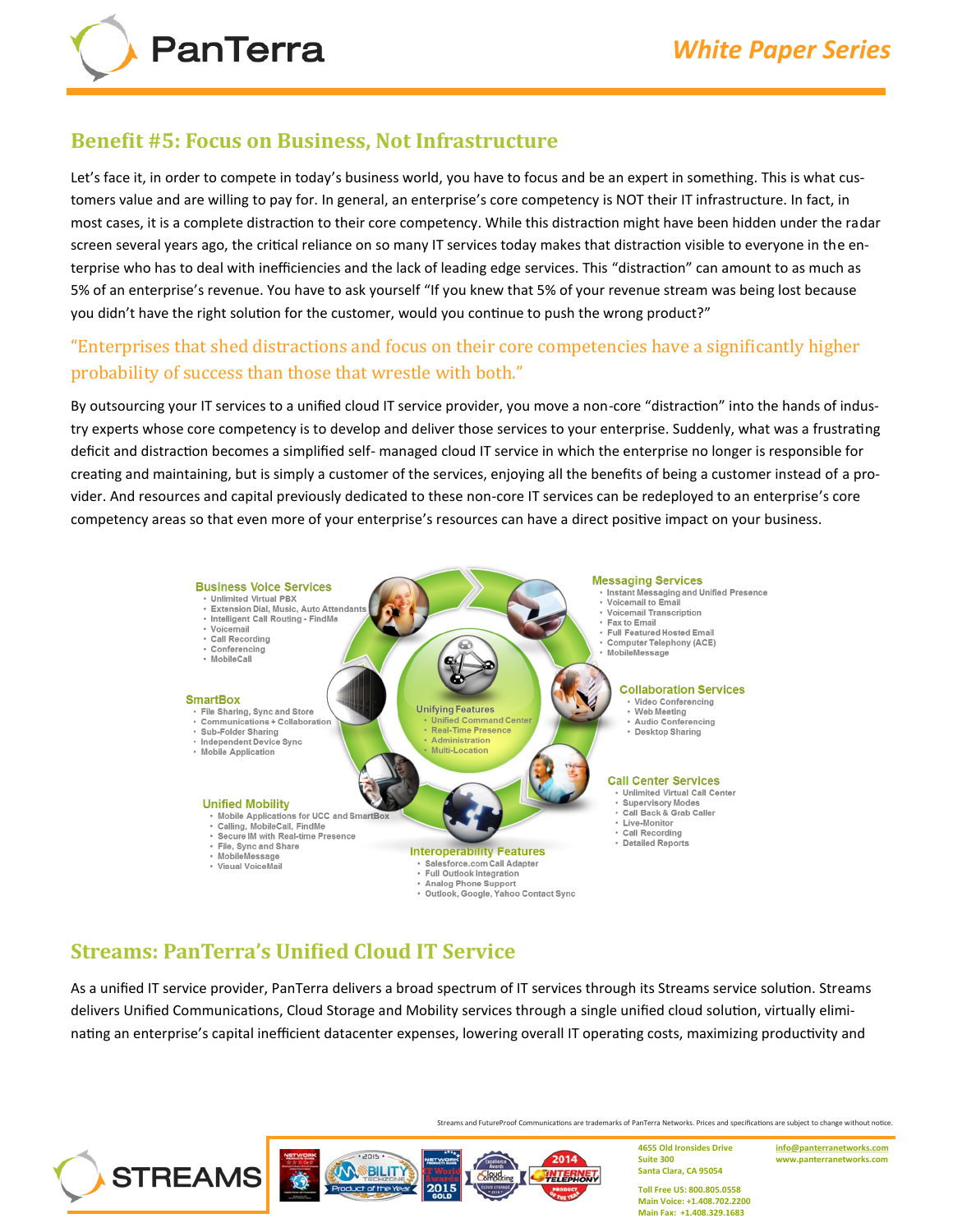## Benefit #5: Focus on Business, Not Infrastructure

Let's face it, in order to compete in today's business world, you have to focus and be an expert in something. This is what customers value and are willing to pay for. In general, an enterprise's core competency is NOT their IT infrastructure. In fact, in most cases, it is a complete distraction to their core competency. While this distraction might have been hidden under the radar screen several years ago, the critical reliance on so many IT services today makes that distraction visible to everyone in the enterprise who has to deal with inefficiencies and the lack of leading edge services. This "distraction" can amount to as much as 5% of an enterprise's revenue. You have to ask yourself "If you knew that 5% of your revenue stream was being lost because you didn't have the right solution for the customer, would you continue to push the wrong product?"

> "Enterprises that shed distractions and focus on their core competencies have a significantly higher probability of success than those that wrestle with both."

By outsourcing your IT services to a unified cloud IT service provider, you move a non-core "distraction" into the hands of industry experts whose core competency is to develop and deliver those services to your enterprise. Suddenly, what was a frustrating deficit and distraction becomes a simplified self- managed cloud IT service in which the enterprise no longer is responsible for creating and maintaining, but is simply a customer of the services, enjoying all the benefits of being a customer instead of a provider. And resources and capital previously dedicated to these non-core IT services can be redeployed to an enterprise's core competency areas so that even more of your enterprise's resources can have a direct positive impact on your business.

**Business Voice Services**
- Unlimited Virtual PBX
- Extension Dial, Music, Auto Attendants
- Intelligent Call Routing - FindMe
- Voicemail
- Call Recording
- Conferencing
- MobileCall

**Messaging Services**
- Instant Messaging and Unified Presence
- Voicemail to Email
- Voicemail Transcription
- Fax to Email
- Full Featured Hosted Email
- Computer Telephony (ACE)
- MobileMessage

**SmartBox**
- File Sharing, Sync and Store
- Communications + Collaboration
- Sub-Folder Sharing
- Independent Device Sync
- Mobile Application

**Unifying Features**
- Unified Command Center
- Real-Time Presence
- Administration
- Multi-Location

**Collaboration Services**
- Video Conferencing
- Web Meeting
- Audio Conferencing
- Desktop Sharing

**Call Center Services**
- Unlimited Virtual Call Center
- Supervisory Modes
- Call Back & Grab Caller
- Live-Monitor
- Call Recording
- Detailed Reports

**Unified Mobility**
- Mobile Applications for UCC and SmartBox
- Calling, MobileCall, FindMe
- Secure IM with Real-time Presence
- File, Sync and Share
- MobileMessage
- Visual VoiceMail

**Interoperability Features**
- Salesforce.com Call Adapter
- Full Outlook Integration
- Analog Phone Support
- Outlook, Google, Yahoo Contact Sync

## Streams: PanTerra's Unified Cloud IT Service

As a unified IT service provider, PanTerra delivers a broad spectrum of IT services through its Streams service solution. Streams delivers Unified Communications, Cloud Storage and Mobility services through a single unified cloud solution, virtually eliminating an enterprise's capital inefficient datacenter expenses, lowering overall IT operating costs, maximizing productivity and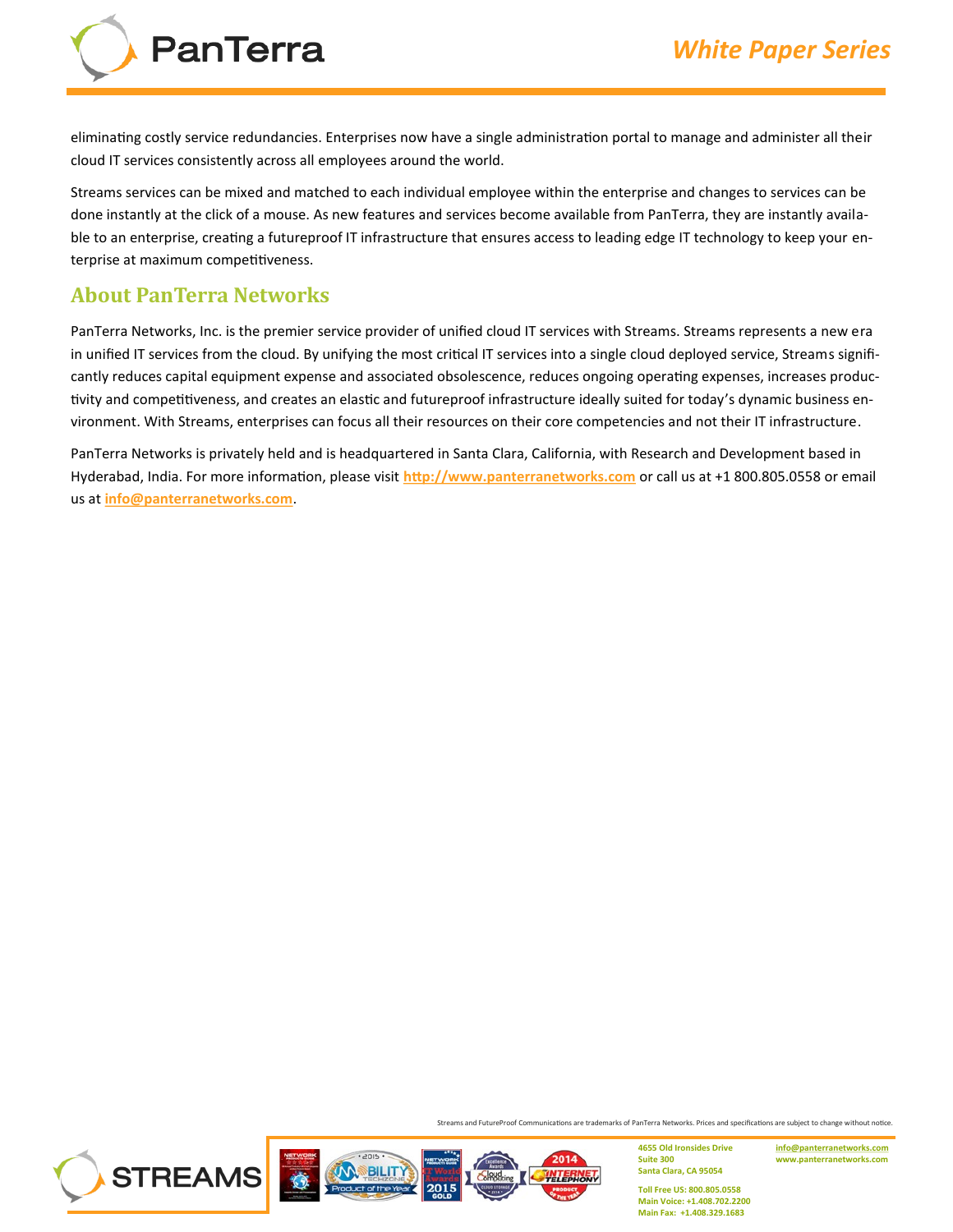eliminating costly service redundancies. Enterprises now have a single administration portal to manage and administer all their cloud IT services consistently across all employees around the world.

Streams services can be mixed and matched to each individual employee within the enterprise and changes to services can be done instantly at the click of a mouse. As new features and services become available from PanTerra, they are instantly available to an enterprise, creating a futureproof IT infrastructure that ensures access to leading edge IT technology to keep your enterprise at maximum competitiveness.

## About PanTerra Networks

PanTerra Networks, Inc. is the premier service provider of unified cloud IT services with Streams. Streams represents a new era in unified IT services from the cloud. By unifying the most critical IT services into a single cloud deployed service, Streams significantly reduces capital equipment expense and associated obsolescence, reduces ongoing operating expenses, increases productivity and competitiveness, and creates an elastic and futureproof infrastructure ideally suited for today's dynamic business environment. With Streams, enterprises can focus all their resources on their core competencies and not their IT infrastructure.

PanTerra Networks is privately held and is headquartered in Santa Clara, California, with Research and Development based in Hyderabad, India. For more information, please visit **http://www.panterranetworks.com** or call us at +1 800.805.0558 or email us at **info@panterranetworks.com**.

Streams and FutureProof Communications are trademarks of PanTerra Networks. Prices and specifications are subject to change without notice.

**4655 Old Ironsides Drive**
**Suite 300**
**Santa Clara, CA 95054**

**Toll Free US: 800.805.0558**
**Main Voice: +1.408.702.2200**
**Main Fax: +1.408.329.1683**

**info@panterranetworks.com**
**www.panterranetworks.com**